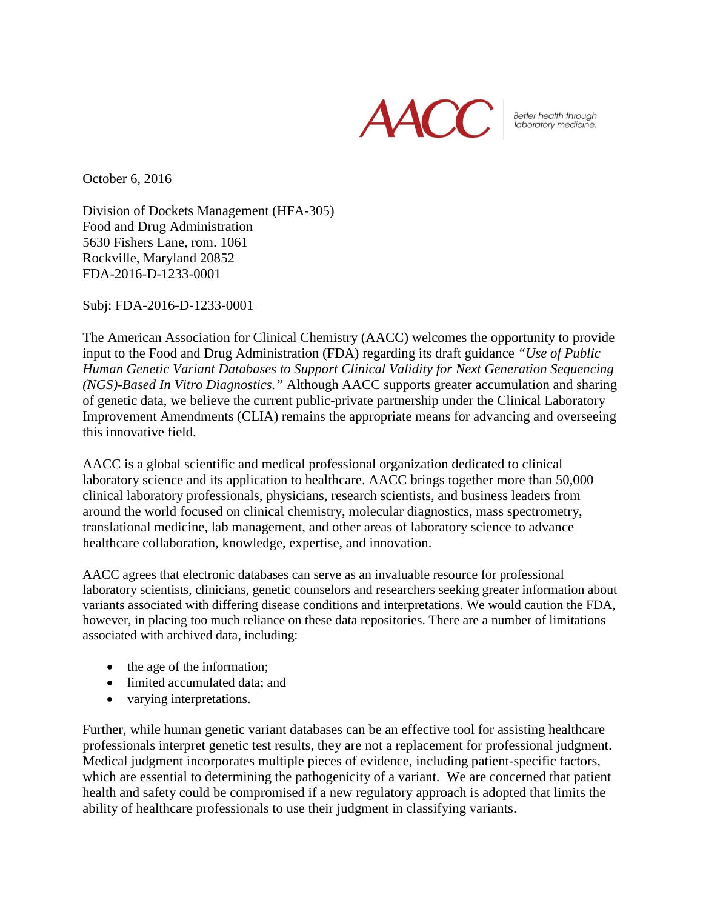AACC | Better health through laboratory medicine.

October 6, 2016

Division of Dockets Management (HFA-305)
Food and Drug Administration
5630 Fishers Lane, rom. 1061
Rockville, Maryland 20852
FDA-2016-D-1233-0001

Subj: FDA-2016-D-1233-0001

The American Association for Clinical Chemistry (AACC) welcomes the opportunity to provide input to the Food and Drug Administration (FDA) regarding its draft guidance *"Use of Public Human Genetic Variant Databases to Support Clinical Validity for Next Generation Sequencing (NGS)-Based In Vitro Diagnostics."* Although AACC supports greater accumulation and sharing of genetic data, we believe the current public-private partnership under the Clinical Laboratory Improvement Amendments (CLIA) remains the appropriate means for advancing and overseeing this innovative field.

AACC is a global scientific and medical professional organization dedicated to clinical laboratory science and its application to healthcare. AACC brings together more than 50,000 clinical laboratory professionals, physicians, research scientists, and business leaders from around the world focused on clinical chemistry, molecular diagnostics, mass spectrometry, translational medicine, lab management, and other areas of laboratory science to advance healthcare collaboration, knowledge, expertise, and innovation.

AACC agrees that electronic databases can serve as an invaluable resource for professional laboratory scientists, clinicians, genetic counselors and researchers seeking greater information about variants associated with differing disease conditions and interpretations. We would caution the FDA, however, in placing too much reliance on these data repositories. There are a number of limitations associated with archived data, including:

- the age of the information;
- limited accumulated data; and
- varying interpretations.

Further, while human genetic variant databases can be an effective tool for assisting healthcare professionals interpret genetic test results, they are not a replacement for professional judgment. Medical judgment incorporates multiple pieces of evidence, including patient-specific factors, which are essential to determining the pathogenicity of a variant. We are concerned that patient health and safety could be compromised if a new regulatory approach is adopted that limits the ability of healthcare professionals to use their judgment in classifying variants.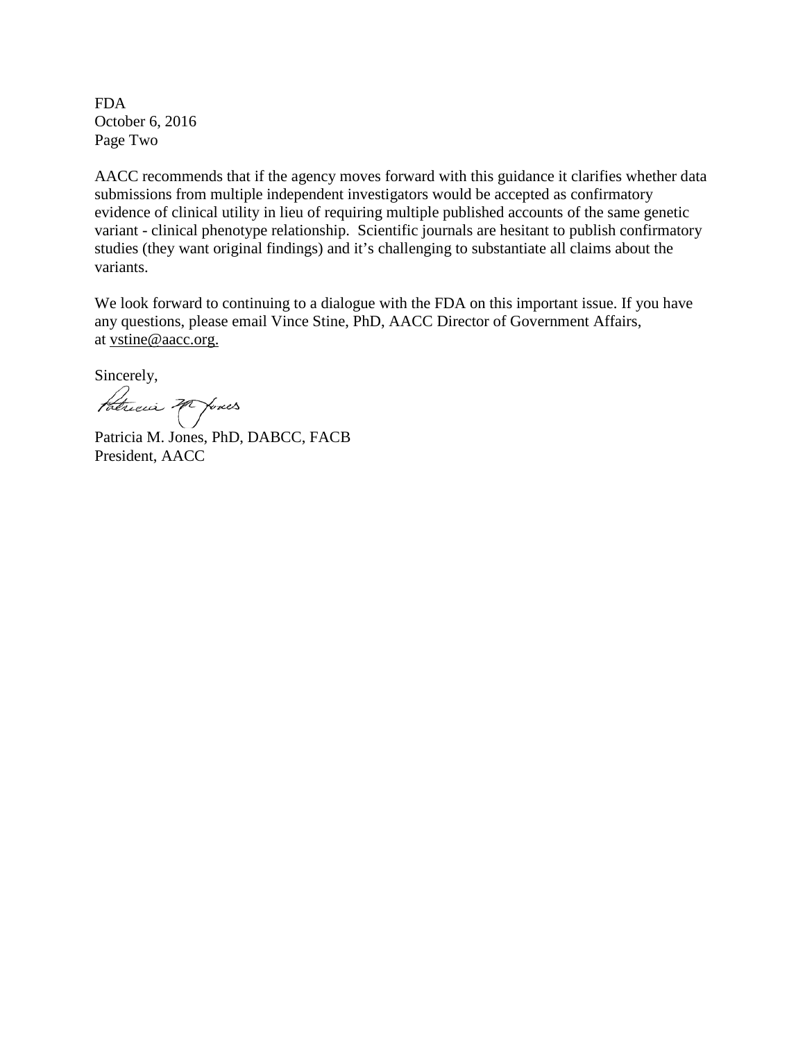AACC recommends that if the agency moves forward with this guidance it clarifies whether data submissions from multiple independent investigators would be accepted as confirmatory evidence of clinical utility in lieu of requiring multiple published accounts of the same genetic variant - clinical phenotype relationship. Scientific journals are hesitant to publish confirmatory studies (they want original findings) and it's challenging to substantiate all claims about the variants.

We look forward to continuing to a dialogue with the FDA on this important issue. If you have any questions, please email Vince Stine, PhD, AACC Director of Government Affairs, at vstine@aacc.org.

Sincerely,

Patricia M. Jones, PhD, DABCC, FACB
President, AACC